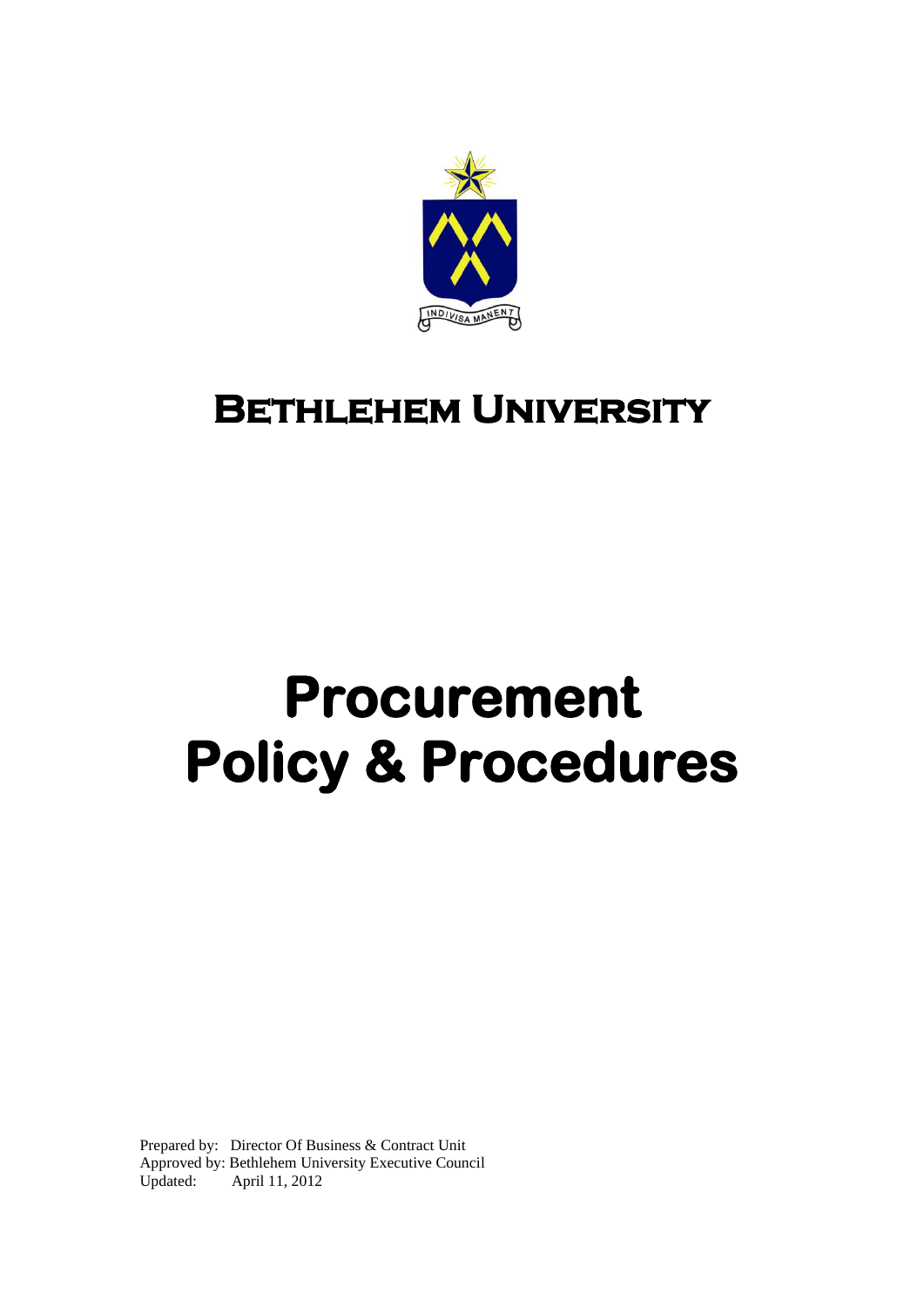INDIVISA MANENT

# Bethlehem University

# Procurement Policy & Procedures

Prepared by: Director Of Business & Contract Unit
Approved by: Bethlehem University Executive Council
Updated: April 11, 2012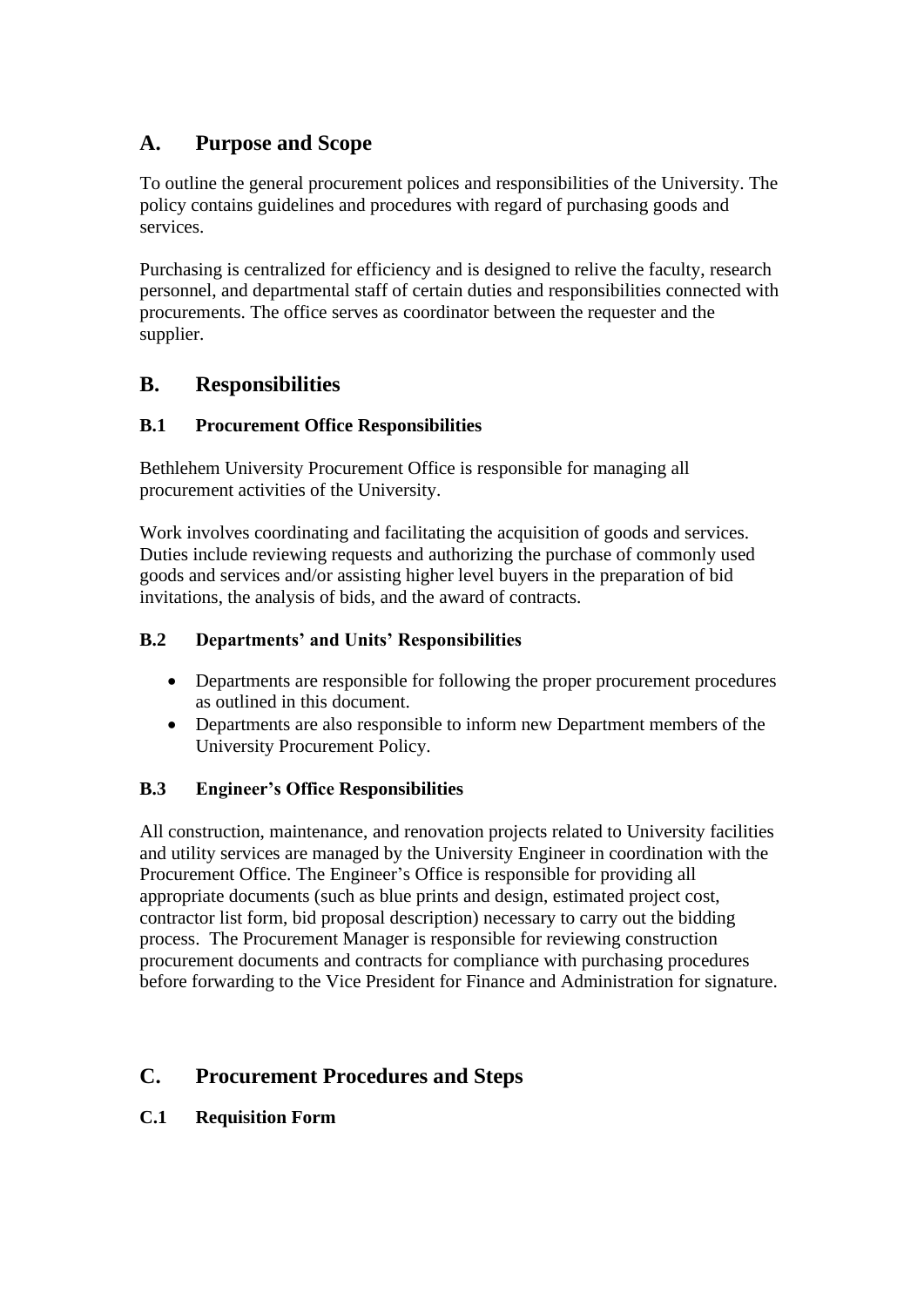## A. Purpose and Scope

To outline the general procurement polices and responsibilities of the University. The policy contains guidelines and procedures with regard of purchasing goods and services.

Purchasing is centralized for efficiency and is designed to relive the faculty, research personnel, and departmental staff of certain duties and responsibilities connected with procurements. The office serves as coordinator between the requester and the supplier.

## B. Responsibilities

### B.1 Procurement Office Responsibilities

Bethlehem University Procurement Office is responsible for managing all procurement activities of the University.

Work involves coordinating and facilitating the acquisition of goods and services. Duties include reviewing requests and authorizing the purchase of commonly used goods and services and/or assisting higher level buyers in the preparation of bid invitations, the analysis of bids, and the award of contracts.

### B.2 Departments' and Units' Responsibilities

- Departments are responsible for following the proper procurement procedures as outlined in this document.
- Departments are also responsible to inform new Department members of the University Procurement Policy.

### B.3 Engineer's Office Responsibilities

All construction, maintenance, and renovation projects related to University facilities and utility services are managed by the University Engineer in coordination with the Procurement Office. The Engineer's Office is responsible for providing all appropriate documents (such as blue prints and design, estimated project cost, contractor list form, bid proposal description) necessary to carry out the bidding process. The Procurement Manager is responsible for reviewing construction procurement documents and contracts for compliance with purchasing procedures before forwarding to the Vice President for Finance and Administration for signature.

## C. Procurement Procedures and Steps

### C.1 Requisition Form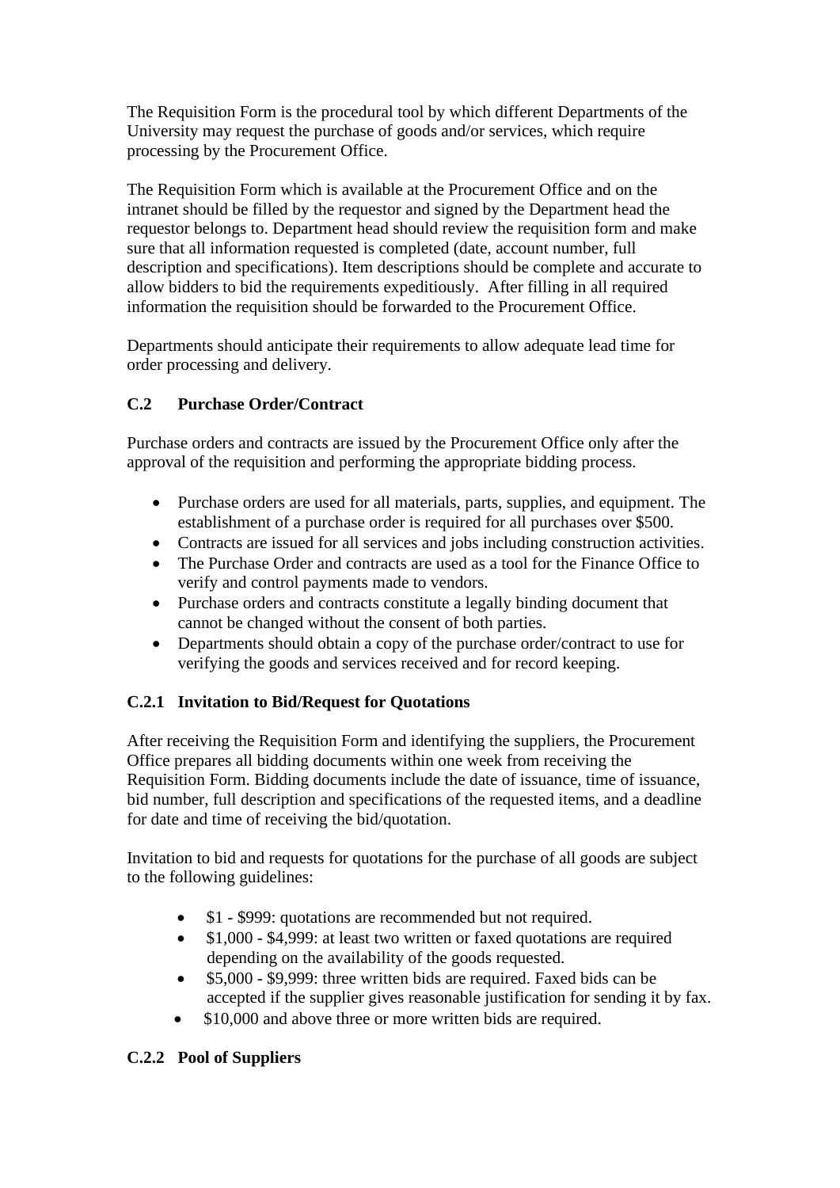The Requisition Form is the procedural tool by which different Departments of the University may request the purchase of goods and/or services, which require processing by the Procurement Office.

The Requisition Form which is available at the Procurement Office and on the intranet should be filled by the requestor and signed by the Department head the requestor belongs to. Department head should review the requisition form and make sure that all information requested is completed (date, account number, full description and specifications). Item descriptions should be complete and accurate to allow bidders to bid the requirements expeditiously. After filling in all required information the requisition should be forwarded to the Procurement Office.

Departments should anticipate their requirements to allow adequate lead time for order processing and delivery.

### C.2 Purchase Order/Contract

Purchase orders and contracts are issued by the Procurement Office only after the approval of the requisition and performing the appropriate bidding process.

- Purchase orders are used for all materials, parts, supplies, and equipment. The establishment of a purchase order is required for all purchases over $500.
- Contracts are issued for all services and jobs including construction activities.
- The Purchase Order and contracts are used as a tool for the Finance Office to verify and control payments made to vendors.
- Purchase orders and contracts constitute a legally binding document that cannot be changed without the consent of both parties.
- Departments should obtain a copy of the purchase order/contract to use for verifying the goods and services received and for record keeping.

#### C.2.1 Invitation to Bid/Request for Quotations

After receiving the Requisition Form and identifying the suppliers, the Procurement Office prepares all bidding documents within one week from receiving the Requisition Form. Bidding documents include the date of issuance, time of issuance, bid number, full description and specifications of the requested items, and a deadline for date and time of receiving the bid/quotation.

Invitation to bid and requests for quotations for the purchase of all goods are subject to the following guidelines:

- $1 - $999: quotations are recommended but not required.
- $1,000 - $4,999: at least two written or faxed quotations are required depending on the availability of the goods requested.
- $5,000 - $9,999: three written bids are required. Faxed bids can be accepted if the supplier gives reasonable justification for sending it by fax.
- $10,000 and above three or more written bids are required.

#### C.2.2 Pool of Suppliers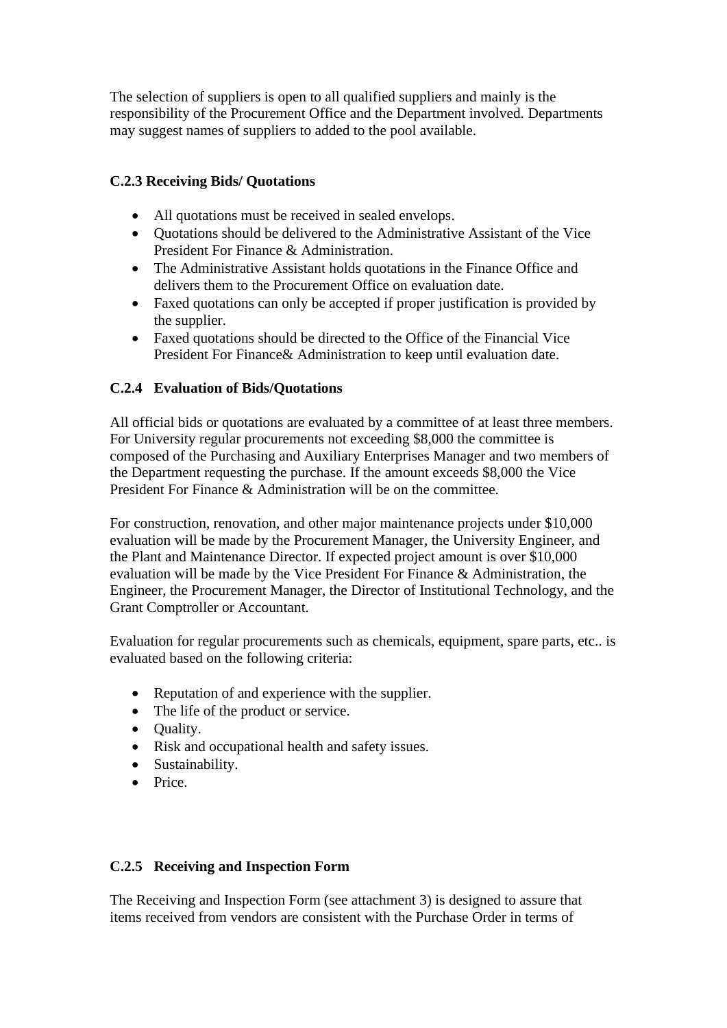The selection of suppliers is open to all qualified suppliers and mainly is the responsibility of the Procurement Office and the Department involved. Departments may suggest names of suppliers to added to the pool available.

### C.2.3 Receiving Bids/ Quotations

- All quotations must be received in sealed envelops.
- Quotations should be delivered to the Administrative Assistant of the Vice President For Finance & Administration.
- The Administrative Assistant holds quotations in the Finance Office and delivers them to the Procurement Office on evaluation date.
- Faxed quotations can only be accepted if proper justification is provided by the supplier.
- Faxed quotations should be directed to the Office of the Financial Vice President For Finance& Administration to keep until evaluation date.

### C.2.4 Evaluation of Bids/Quotations

All official bids or quotations are evaluated by a committee of at least three members. For University regular procurements not exceeding $8,000 the committee is composed of the Purchasing and Auxiliary Enterprises Manager and two members of the Department requesting the purchase. If the amount exceeds $8,000 the Vice President For Finance & Administration will be on the committee.

For construction, renovation, and other major maintenance projects under $10,000 evaluation will be made by the Procurement Manager, the University Engineer, and the Plant and Maintenance Director. If expected project amount is over $10,000 evaluation will be made by the Vice President For Finance & Administration, the Engineer, the Procurement Manager, the Director of Institutional Technology, and the Grant Comptroller or Accountant.

Evaluation for regular procurements such as chemicals, equipment, spare parts, etc.. is evaluated based on the following criteria:

- Reputation of and experience with the supplier.
- The life of the product or service.
- Quality.
- Risk and occupational health and safety issues.
- Sustainability.
- Price.

### C.2.5 Receiving and Inspection Form

The Receiving and Inspection Form (see attachment 3) is designed to assure that items received from vendors are consistent with the Purchase Order in terms of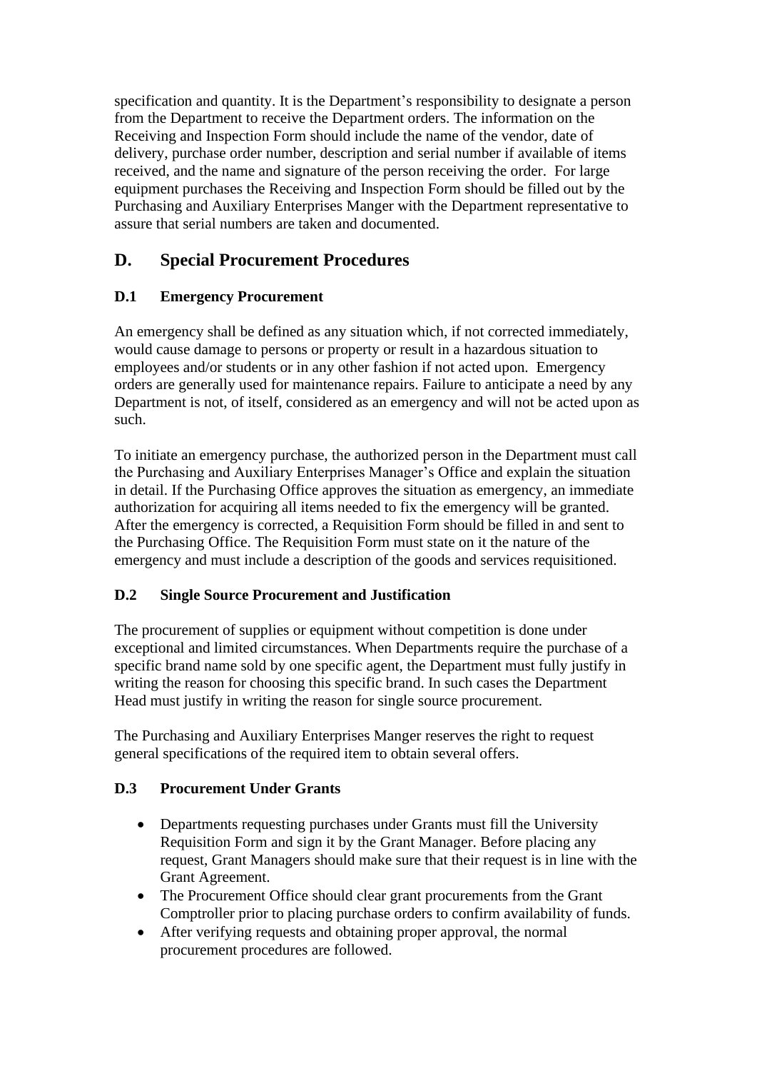specification and quantity. It is the Department's responsibility to designate a person from the Department to receive the Department orders. The information on the Receiving and Inspection Form should include the name of the vendor, date of delivery, purchase order number, description and serial number if available of items received, and the name and signature of the person receiving the order. For large equipment purchases the Receiving and Inspection Form should be filled out by the Purchasing and Auxiliary Enterprises Manger with the Department representative to assure that serial numbers are taken and documented.

## D. Special Procurement Procedures

### D.1 Emergency Procurement

An emergency shall be defined as any situation which, if not corrected immediately, would cause damage to persons or property or result in a hazardous situation to employees and/or students or in any other fashion if not acted upon. Emergency orders are generally used for maintenance repairs. Failure to anticipate a need by any Department is not, of itself, considered as an emergency and will not be acted upon as such.

To initiate an emergency purchase, the authorized person in the Department must call the Purchasing and Auxiliary Enterprises Manager's Office and explain the situation in detail. If the Purchasing Office approves the situation as emergency, an immediate authorization for acquiring all items needed to fix the emergency will be granted. After the emergency is corrected, a Requisition Form should be filled in and sent to the Purchasing Office. The Requisition Form must state on it the nature of the emergency and must include a description of the goods and services requisitioned.

### D.2 Single Source Procurement and Justification

The procurement of supplies or equipment without competition is done under exceptional and limited circumstances. When Departments require the purchase of a specific brand name sold by one specific agent, the Department must fully justify in writing the reason for choosing this specific brand. In such cases the Department Head must justify in writing the reason for single source procurement.

The Purchasing and Auxiliary Enterprises Manger reserves the right to request general specifications of the required item to obtain several offers.

### D.3 Procurement Under Grants

- Departments requesting purchases under Grants must fill the University Requisition Form and sign it by the Grant Manager. Before placing any request, Grant Managers should make sure that their request is in line with the Grant Agreement.
- The Procurement Office should clear grant procurements from the Grant Comptroller prior to placing purchase orders to confirm availability of funds.
- After verifying requests and obtaining proper approval, the normal procurement procedures are followed.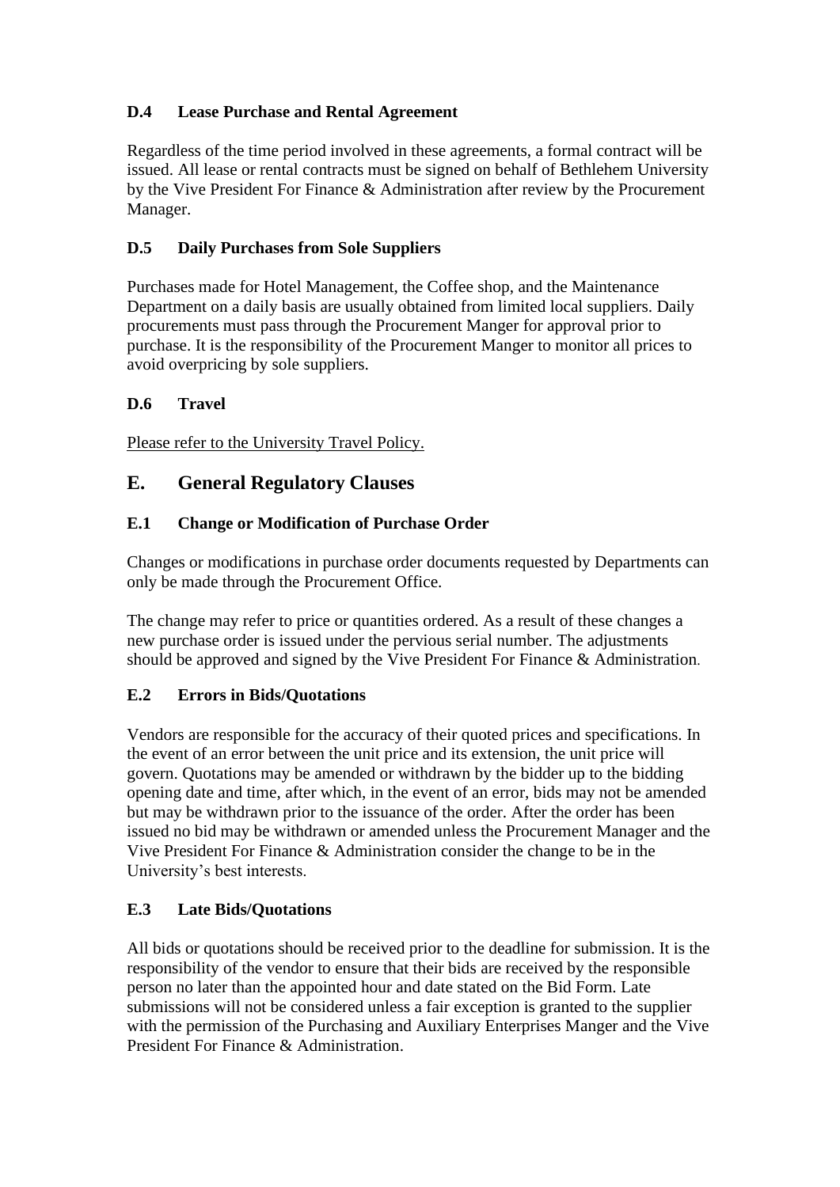### D.4 Lease Purchase and Rental Agreement

Regardless of the time period involved in these agreements, a formal contract will be issued. All lease or rental contracts must be signed on behalf of Bethlehem University by the Vive President For Finance & Administration after review by the Procurement Manager.

### D.5 Daily Purchases from Sole Suppliers

Purchases made for Hotel Management, the Coffee shop, and the Maintenance Department on a daily basis are usually obtained from limited local suppliers. Daily procurements must pass through the Procurement Manger for approval prior to purchase. It is the responsibility of the Procurement Manger to monitor all prices to avoid overpricing by sole suppliers.

### D.6 Travel

Please refer to the University Travel Policy.

## E. General Regulatory Clauses

### E.1 Change or Modification of Purchase Order

Changes or modifications in purchase order documents requested by Departments can only be made through the Procurement Office.

The change may refer to price or quantities ordered. As a result of these changes a new purchase order is issued under the pervious serial number. The adjustments should be approved and signed by the Vive President For Finance & Administration.

### E.2 Errors in Bids/Quotations

Vendors are responsible for the accuracy of their quoted prices and specifications. In the event of an error between the unit price and its extension, the unit price will govern. Quotations may be amended or withdrawn by the bidder up to the bidding opening date and time, after which, in the event of an error, bids may not be amended but may be withdrawn prior to the issuance of the order. After the order has been issued no bid may be withdrawn or amended unless the Procurement Manager and the Vive President For Finance & Administration consider the change to be in the University's best interests.

### E.3 Late Bids/Quotations

All bids or quotations should be received prior to the deadline for submission. It is the responsibility of the vendor to ensure that their bids are received by the responsible person no later than the appointed hour and date stated on the Bid Form. Late submissions will not be considered unless a fair exception is granted to the supplier with the permission of the Purchasing and Auxiliary Enterprises Manger and the Vive President For Finance & Administration.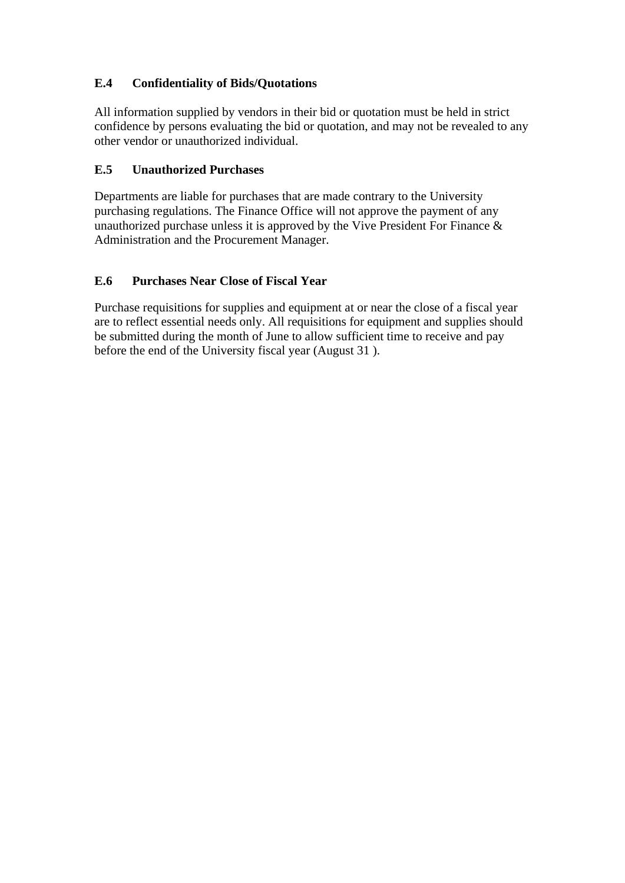### E.4 Confidentiality of Bids/Quotations

All information supplied by vendors in their bid or quotation must be held in strict confidence by persons evaluating the bid or quotation, and may not be revealed to any other vendor or unauthorized individual.

### E.5 Unauthorized Purchases

Departments are liable for purchases that are made contrary to the University purchasing regulations. The Finance Office will not approve the payment of any unauthorized purchase unless it is approved by the Vive President For Finance & Administration and the Procurement Manager.

### E.6 Purchases Near Close of Fiscal Year

Purchase requisitions for supplies and equipment at or near the close of a fiscal year are to reflect essential needs only. All requisitions for equipment and supplies should be submitted during the month of June to allow sufficient time to receive and pay before the end of the University fiscal year (August 31 ).